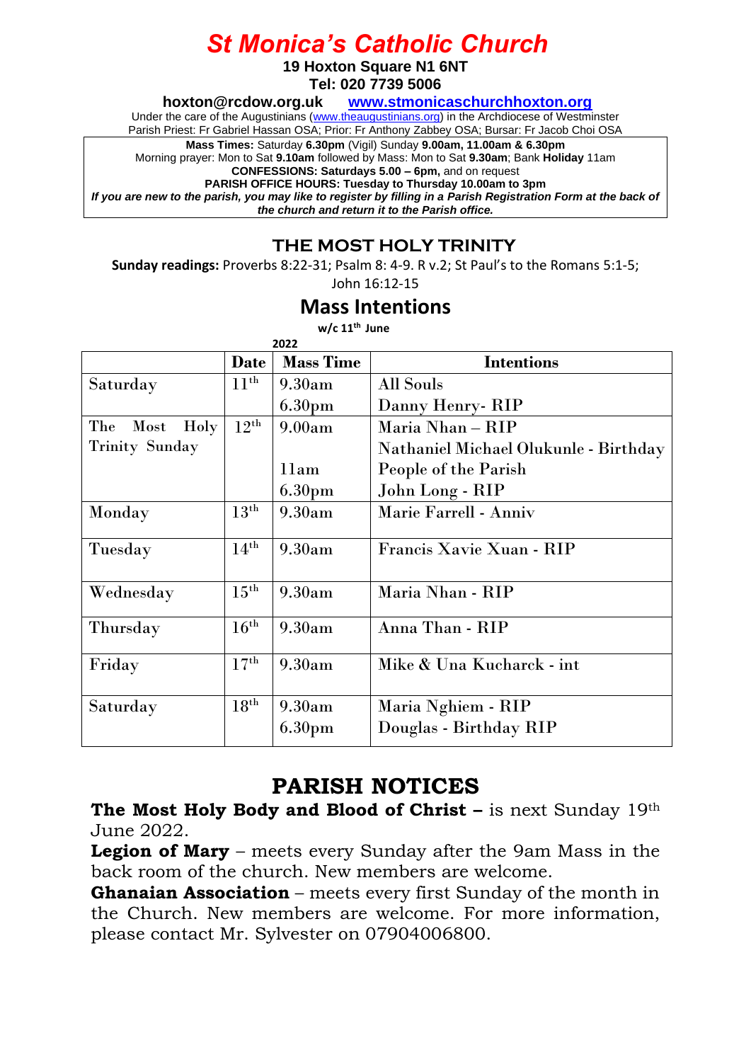# St Monica's Catholic Church

**19 Hoxton Square N1 6NT**
**Tel: 020 7739 5006**

**hoxton@rcdow.org.uk** **www.stmonicaschurchhoxton.org**

Under the care of the Augustinians (www.theaugustinians.org) in the Archdiocese of Westminster
Parish Priest: Fr Gabriel Hassan OSA; Prior: Fr Anthony Zabbey OSA; Bursar: Fr Jacob Choi OSA

**Mass Times:** Saturday **6.30pm** (Vigil) Sunday **9.00am, 11.00am & 6.30pm**
Morning prayer: Mon to Sat **9.10am** followed by Mass: Mon to Sat **9.30am**; Bank **Holiday** 11am
**CONFESSIONS: Saturdays 5.00 – 6pm,** and on request
**PARISH OFFICE HOURS: Tuesday to Thursday 10.00am to 3pm**
***If you are new to the parish, you may like to register by filling in a Parish Registration Form at the back of the church and return it to the Parish office.***

## THE MOST HOLY TRINITY

**Sunday readings:** Proverbs 8:22-31; Psalm 8: 4-9. R v.2; St Paul's to the Romans 5:1-5; John 16:12-15

## Mass Intentions

**w/c 11th June 2022**

| | Date | Mass Time | Intentions |
|---|---|---|---|
| Saturday | 11th | 9.30am | All Souls |
| | | 6.30pm | Danny Henry- RIP |
| The Most Holy Trinity Sunday | 12th | 9.00am | Maria Nhan – RIP |
| | | | Nathaniel Michael Olukunle - Birthday |
| | | 11am | People of the Parish |
| | | 6.30pm | John Long - RIP |
| Monday | 13th | 9.30am | Marie Farrell - Anniv |
| Tuesday | 14th | 9.30am | Francis Xavie Xuan - RIP |
| Wednesday | 15th | 9.30am | Maria Nhan - RIP |
| Thursday | 16th | 9.30am | Anna Than - RIP |
| Friday | 17th | 9.30am | Mike & Una Kucharck - int |
| Saturday | 18th | 9.30am | Maria Nghiem - RIP |
| | | 6.30pm | Douglas - Birthday RIP |

## PARISH NOTICES

**The Most Holy Body and Blood of Christ –** is next Sunday 19th June 2022.

**Legion of Mary** – meets every Sunday after the 9am Mass in the back room of the church. New members are welcome.

**Ghanaian Association** – meets every first Sunday of the month in the Church. New members are welcome. For more information, please contact Mr. Sylvester on 07904006800.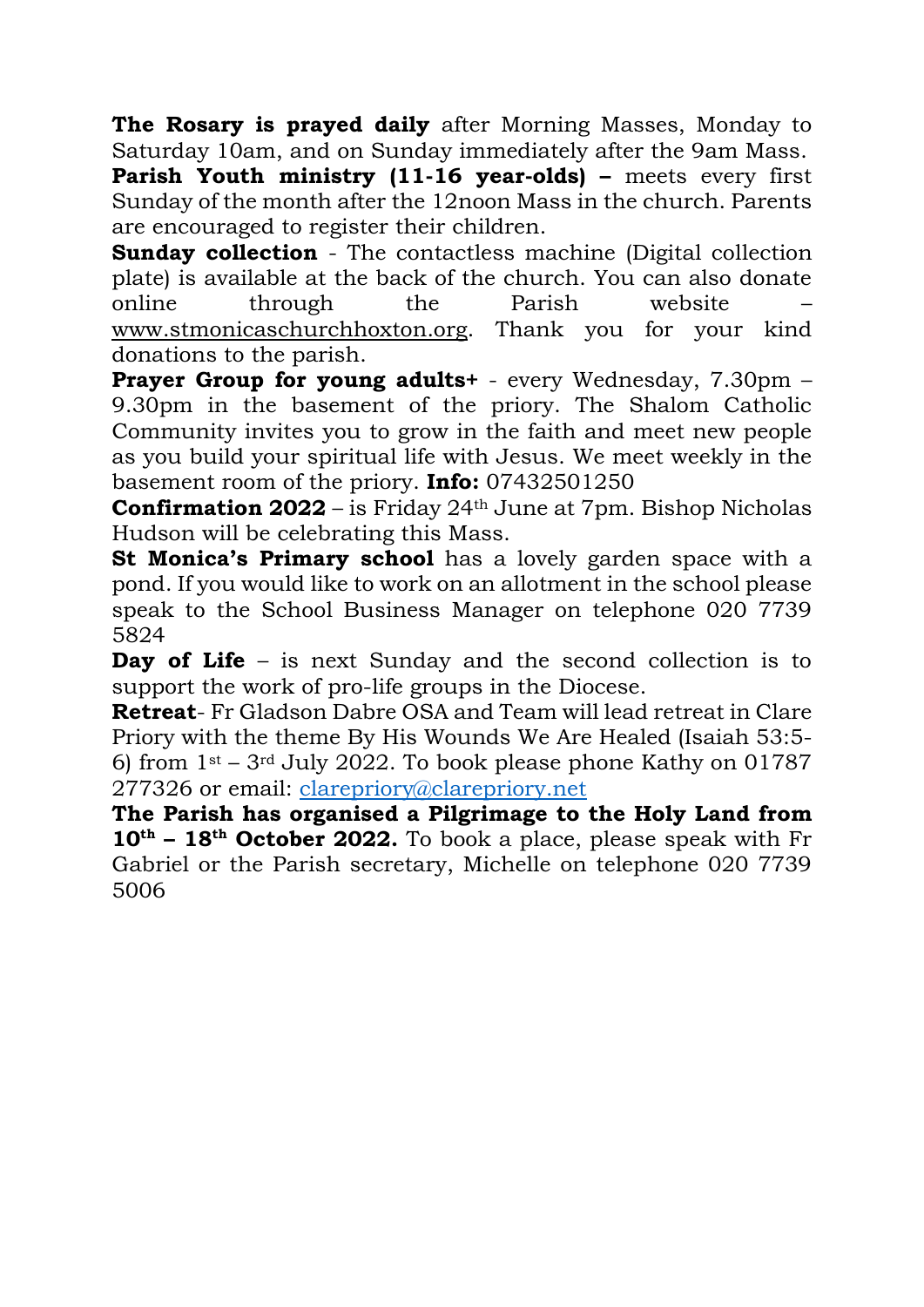**The Rosary is prayed daily** after Morning Masses, Monday to Saturday 10am, and on Sunday immediately after the 9am Mass.

**Parish Youth ministry (11-16 year-olds) –** meets every first Sunday of the month after the 12noon Mass in the church. Parents are encouraged to register their children.

**Sunday collection** - The contactless machine (Digital collection plate) is available at the back of the church. You can also donate online through the Parish website – www.stmonicaschurchhoxton.org. Thank you for your kind donations to the parish.

**Prayer Group for young adults+** - every Wednesday, 7.30pm – 9.30pm in the basement of the priory. The Shalom Catholic Community invites you to grow in the faith and meet new people as you build your spiritual life with Jesus. We meet weekly in the basement room of the priory. **Info:** 07432501250

**Confirmation 2022** – is Friday 24th June at 7pm. Bishop Nicholas Hudson will be celebrating this Mass.

**St Monica's Primary school** has a lovely garden space with a pond. If you would like to work on an allotment in the school please speak to the School Business Manager on telephone 020 7739 5824

**Day of Life** – is next Sunday and the second collection is to support the work of pro-life groups in the Diocese.

**Retreat**- Fr Gladson Dabre OSA and Team will lead retreat in Clare Priory with the theme By His Wounds We Are Healed (Isaiah 53:5-6) from 1st – 3rd July 2022. To book please phone Kathy on 01787 277326 or email: clarepriory@clarepriory.net

**The Parish has organised a Pilgrimage to the Holy Land from 10th – 18th October 2022.** To book a place, please speak with Fr Gabriel or the Parish secretary, Michelle on telephone 020 7739 5006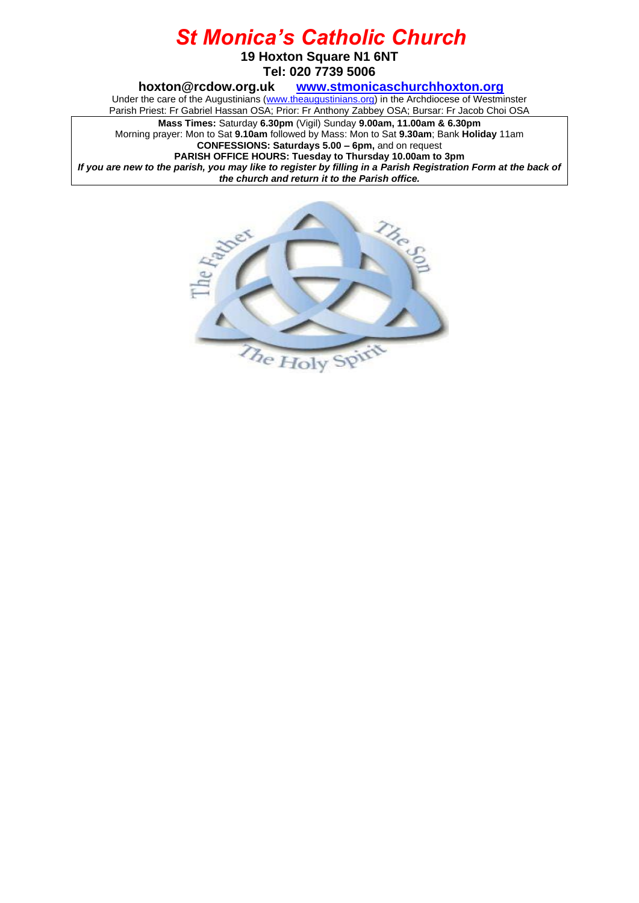# *St Monica's Catholic Church*

**19 Hoxton Square N1 6NT**

**Tel: 020 7739 5006**

**hoxton@rcdow.org.uk** **www.stmonicaschurchhoxton.org**

Under the care of the Augustinians (www.theaugustinians.org) in the Archdiocese of Westminster

Parish Priest: Fr Gabriel Hassan OSA; Prior: Fr Anthony Zabbey OSA; Bursar: Fr Jacob Choi OSA

**Mass Times:** Saturday **6.30pm** (Vigil) Sunday **9.00am, 11.00am & 6.30pm**

Morning prayer: Mon to Sat **9.10am** followed by Mass: Mon to Sat **9.30am**; Bank **Holiday** 11am

**CONFESSIONS: Saturdays 5.00 – 6pm,** and on request

**PARISH OFFICE HOURS: Tuesday to Thursday 10.00am to 3pm**

***If you are new to the parish, you may like to register by filling in a Parish Registration Form at the back of the church and return it to the Parish office.***

The Father

The Son

The Holy Spirit